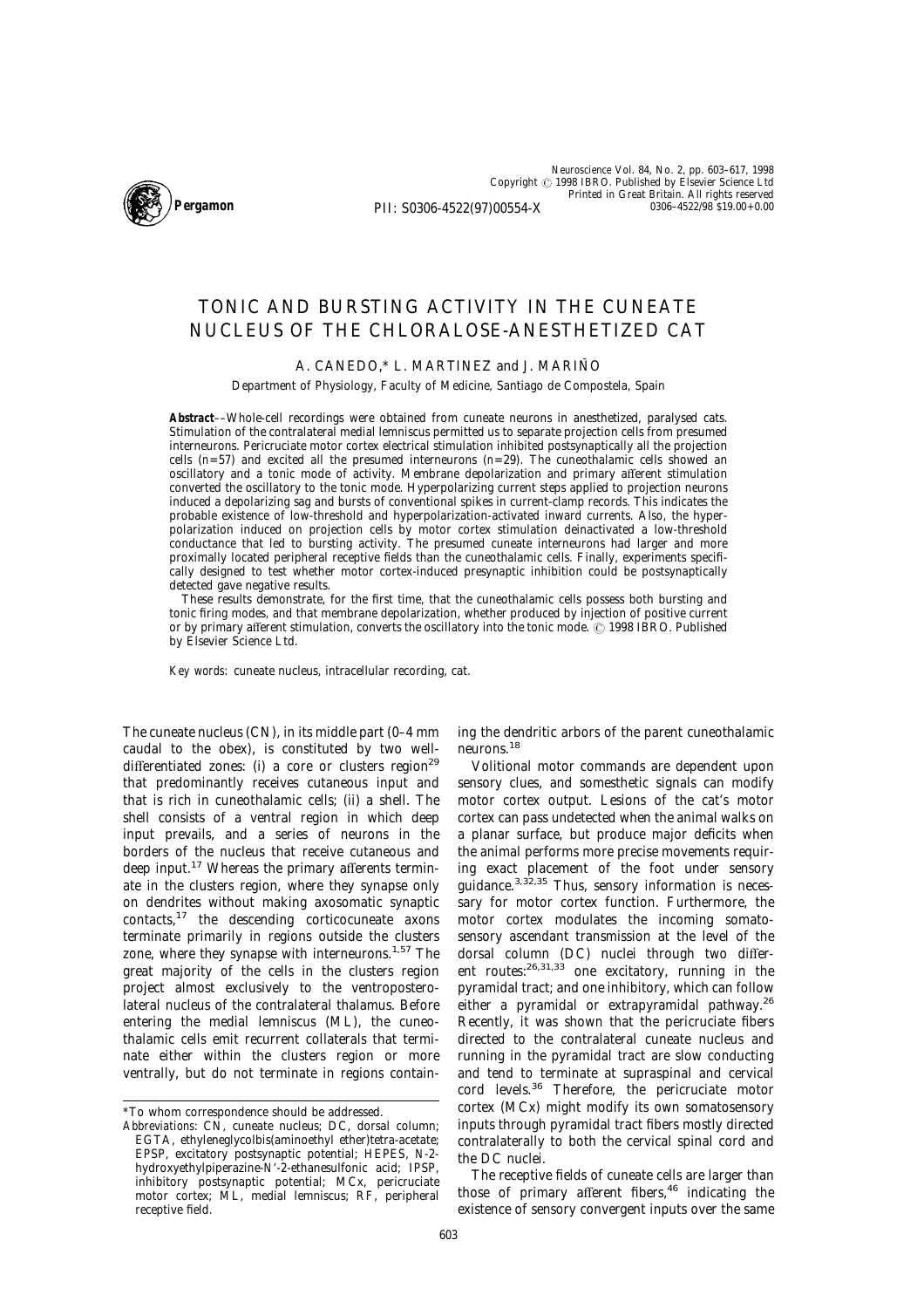# TONIC AND BURSTING ACTIVITY IN THE CUNEATE NUCLEUS OF THE CHLORALOSE-ANESTHETIZED CAT

A. CANEDO,* L. MARTINEZ and J. MARIÑO

Department of Physiology, Faculty of Medicine, Santiago de Compostela, Spain

**Abstract**––Whole-cell recordings were obtained from cuneate neurons in anesthetized, paralysed cats. Stimulation of the contralateral medial lemniscus permitted us to separate projection cells from presumed interneurons. Pericruciate motor cortex electrical stimulation inhibited postsynaptically all the projection cells ($n=57$) and excited all the presumed interneurons ($n=29$). The cuneothalamic cells showed an oscillatory and a tonic mode of activity. Membrane depolarization and primary afferent stimulation converted the oscillatory to the tonic mode. Hyperpolarizing current steps applied to projection neurons induced a depolarizing sag and bursts of conventional spikes in current-clamp records. This indicates the probable existence of low-threshold and hyperpolarization-activated inward currents. Also, the hyperpolarization induced on projection cells by motor cortex stimulation deinactivated a low-threshold conductance that led to bursting activity. The presumed cuneate interneurons had larger and more proximally located peripheral receptive fields than the cuneothalamic cells. Finally, experiments specifically designed to test whether motor cortex-induced presynaptic inhibition could be postsynaptically detected gave negative results.

These results demonstrate, for the first time, that the cuneothalamic cells possess both bursting and tonic firing modes, and that membrane depolarization, whether produced by injection of positive current or by primary afferent stimulation, converts the oscillatory into the tonic mode. © 1998 IBRO. Published by Elsevier Science Ltd.

*Key words:* cuneate nucleus, intracellular recording, cat.

The cuneate nucleus (CN), in its middle part (0–4 mm caudal to the obex), is constituted by two well-differentiated zones: (i) a core or clusters region[29] that predominantly receives cutaneous input and that is rich in cuneothalamic cells; (ii) a shell. The shell consists of a ventral region in which deep input prevails, and a series of neurons in the borders of the nucleus that receive cutaneous and deep input.[17] Whereas the primary afferents terminate in the clusters region, where they synapse only on dendrites without making axosomatic synaptic contacts,[17] the descending corticocuneate axons terminate primarily in regions outside the clusters zone, where they synapse with interneurons.[1,57] The great majority of the cells in the clusters region project almost exclusively to the ventroposterolateral nucleus of the contralateral thalamus. Before entering the medial lemniscus (ML), the cuneothalamic cells emit recurrent collaterals that terminate either within the clusters region or more ventrally, but do not terminate in regions containing the dendritic arbors of the parent cuneothalamic neurons.[18]

Volitional motor commands are dependent upon sensory clues, and somesthetic signals can modify motor cortex output. Lesions of the cat's motor cortex can pass undetected when the animal walks on a planar surface, but produce major deficits when the animal performs more precise movements requiring exact placement of the foot under sensory guidance.[3,32,35] Thus, sensory information is necessary for motor cortex function. Furthermore, the motor cortex modulates the incoming somatosensory ascendant transmission at the level of the dorsal column (DC) nuclei through two different routes:[26,31,33] one excitatory, running in the pyramidal tract; and one inhibitory, which can follow either a pyramidal or extrapyramidal pathway.[26] Recently, it was shown that the pericruciate fibers directed to the contralateral cuneate nucleus and running in the pyramidal tract are slow conducting and tend to terminate at supraspinal and cervical cord levels.[36] Therefore, the pericruciate motor cortex (MCx) might modify its own somatosensory inputs through pyramidal tract fibers mostly directed contralaterally to both the cervical spinal cord and the DC nuclei.

The receptive fields of cuneate cells are larger than those of primary afferent fibers,[46] indicating the existence of sensory convergent inputs over the same

---

*To whom correspondence should be addressed.

*Abbreviations:* CN, cuneate nucleus; DC, dorsal column; EGTA, ethyleneglycolbis(aminoethyl ether)tetra-acetate; EPSP, excitatory postsynaptic potential; HEPES, N-2-hydroxyethylpiperazine-N′-2-ethanesulfonic acid; IPSP, inhibitory postsynaptic potential; MCx, pericruciate motor cortex; ML, medial lemniscus; RF, peripheral receptive field.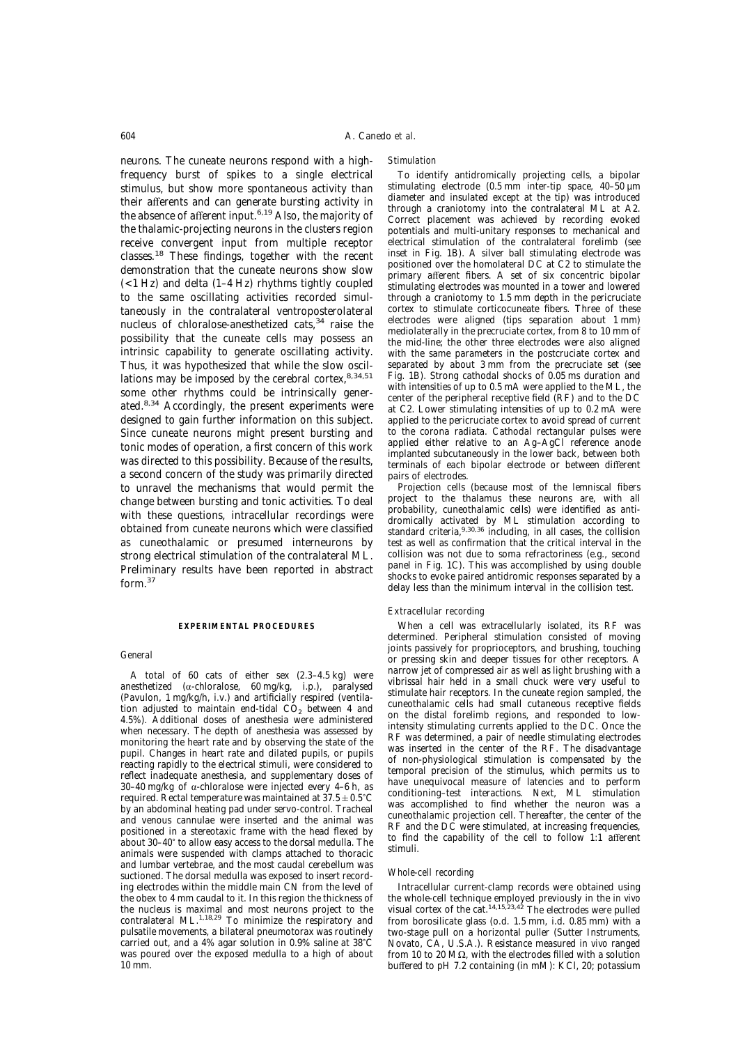neurons. The cuneate neurons respond with a high-frequency burst of spikes to a single electrical stimulus, but show more spontaneous activity than their afferents and can generate bursting activity in the absence of afferent input.[6,19] Also, the majority of the thalamic-projecting neurons in the clusters region receive convergent input from multiple receptor classes.[18] These findings, together with the recent demonstration that the cuneate neurons show slow (<1 Hz) and delta (1–4 Hz) rhythms tightly coupled to the same oscillating activities recorded simultaneously in the contralateral ventroposterolateral nucleus of chloralose-anesthetized cats,[34] raise the possibility that the cuneate cells may possess an intrinsic capability to generate oscillating activity. Thus, it was hypothesized that while the slow oscillations may be imposed by the cerebral cortex,[8,34,51] some other rhythms could be intrinsically generated.[8,34] Accordingly, the present experiments were designed to gain further information on this subject. Since cuneate neurons might present bursting and tonic modes of operation, a first concern of this work was directed to this possibility. Because of the results, a second concern of the study was primarily directed to unravel the mechanisms that would permit the change between bursting and tonic activities. To deal with these questions, intracellular recordings were obtained from cuneate neurons which were classified as cuneothalamic or presumed interneurons by strong electrical stimulation of the contralateral ML. Preliminary results have been reported in abstract form.[37]

## EXPERIMENTAL PROCEDURES

### General

A total of 60 cats of either sex (2.3–4.5 kg) were anesthetized (α-chloralose, 60 mg/kg, i.p.), paralysed (Pavulon, 1 mg/kg/h, i.v.) and artificially respired (ventilation adjusted to maintain end-tidal $CO_2$ between 4 and 4.5%). Additional doses of anesthesia were administered when necessary. The depth of anesthesia was assessed by monitoring the heart rate and by observing the state of the pupil. Changes in heart rate and dilated pupils, or pupils reacting rapidly to the electrical stimuli, were considered to reflect inadequate anesthesia, and supplementary doses of 30–40 mg/kg of α-chloralose were injected every 4–6 h, as required. Rectal temperature was maintained at 37.5 ± 0.5°C by an abdominal heating pad under servo-control. Tracheal and venous cannulae were inserted and the animal was positioned in a stereotaxic frame with the head flexed by about 30–40° to allow easy access to the dorsal medulla. The animals were suspended with clamps attached to thoracic and lumbar vertebrae, and the most caudal cerebellum was suctioned. The dorsal medulla was exposed to insert recording electrodes within the middle main CN from the level of the obex to 4 mm caudal to it. In this region the thickness of the nucleus is maximal and most neurons project to the contralateral ML.[1,18,29] To minimize the respiratory and pulsatile movements, a bilateral pneumotorax was routinely carried out, and a 4% agar solution in 0.9% saline at 38°C was poured over the exposed medulla to a high of about 10 mm.

### Stimulation

To identify antidromically projecting cells, a bipolar stimulating electrode (0.5 mm inter-tip space, 40–50 μm diameter and insulated except at the tip) was introduced through a craniotomy into the contralateral ML at A2. Correct placement was achieved by recording evoked potentials and multi-unitary responses to mechanical and electrical stimulation of the contralateral forelimb (see inset in Fig. 1B). A silver ball stimulating electrode was positioned over the homolateral DC at C2 to stimulate the primary afferent fibers. A set of six concentric bipolar stimulating electrodes was mounted in a tower and lowered through a craniotomy to 1.5 mm depth in the pericruciate cortex to stimulate corticocuneate fibers. Three of these electrodes were aligned (tips separation about 1 mm) mediolaterally in the precruciate cortex, from 8 to 10 mm of the mid-line; the other three electrodes were also aligned with the same parameters in the postcruciate cortex and separated by about 3 mm from the precruciate set (see Fig. 1B). Strong cathodal shocks of 0.05 ms duration and with intensities of up to 0.5 mA were applied to the ML, the center of the peripheral receptive field (RF) and to the DC at C2. Lower stimulating intensities of up to 0.2 mA were applied to the pericruciate cortex to avoid spread of current to the corona radiata. Cathodal rectangular pulses were applied either relative to an Ag–AgCl reference anode implanted subcutaneously in the lower back, between both terminals of each bipolar electrode or between different pairs of electrodes.

Projection cells (because most of the lemniscal fibers project to the thalamus these neurons are, with all probability, cuneothalamic cells) were identified as antidromically activated by ML stimulation according to standard criteria,[9,30,36] including, in all cases, the collision test as well as confirmation that the critical interval in the collision was not due to soma refractoriness (e.g., second panel in Fig. 1C). This was accomplished by using double shocks to evoke paired antidromic responses separated by a delay less than the minimum interval in the collision test.

### Extracellular recording

When a cell was extracellularly isolated, its RF was determined. Peripheral stimulation consisted of moving joints passively for proprioceptors, and brushing, touching or pressing skin and deeper tissues for other receptors. A narrow jet of compressed air as well as light brushing with a vibrissal hair held in a small chuck were very useful to stimulate hair receptors. In the cuneate region sampled, the cuneothalamic cells had small cutaneous receptive fields on the distal forelimb regions, and responded to low-intensity stimulating currents applied to the DC. Once the RF was determined, a pair of needle stimulating electrodes was inserted in the center of the RF. The disadvantage of non-physiological stimulation is compensated by the temporal precision of the stimulus, which permits us to have unequivocal measure of latencies and to perform conditioning–test interactions. Next, ML stimulation was accomplished to find whether the neuron was a cuneothalamic projection cell. Thereafter, the center of the RF and the DC were stimulated, at increasing frequencies, to find the capability of the cell to follow 1:1 afferent stimuli.

### Whole-cell recording

Intracellular current-clamp records were obtained using the whole-cell technique employed previously in the *in vivo* visual cortex of the cat.[14,15,23,42] The electrodes were pulled from borosilicate glass (o.d. 1.5 mm, i.d. 0.85 mm) with a two-stage pull on a horizontal puller (Sutter Instruments, Novato, CA, U.S.A.). Resistance measured *in vivo* ranged from 10 to 20 MΩ, with the electrodes filled with a solution buffered to pH 7.2 containing (in mM): KCl, 20; potassium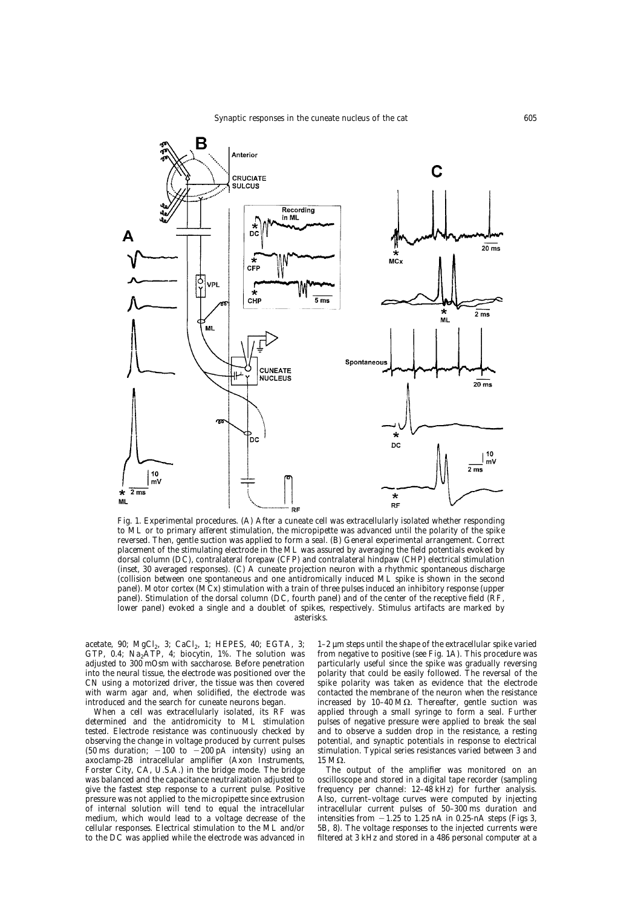Fig. 1. Experimental procedures. (A) After a cuneate cell was extracellularly isolated whether responding to ML or to primary afferent stimulation, the micropipette was advanced until the polarity of the spike reversed. Then, gentle suction was applied to form a seal. (B) General experimental arrangement. Correct placement of the stimulating electrode in the ML was assured by averaging the field potentials evoked by dorsal column (DC), contralateral forepaw (CFP) and contralateral hindpaw (CHP) electrical stimulation (inset, 30 averaged responses). (C) A cuneate projection neuron with a rhythmic spontaneous discharge (collision between one spontaneous and one antidromically induced ML spike is shown in the second panel). Motor cortex (MCx) stimulation with a train of three pulses induced an inhibitory response (upper panel). Stimulation of the dorsal column (DC, fourth panel) and of the center of the receptive field (RF, lower panel) evoked a single and a doublet of spikes, respectively. Stimulus artifacts are marked by asterisks.

acetate, 90; $MgCl_2$, 3; $CaCl_2$, 1; HEPES, 40; EGTA, 3; GTP, 0.4; $Na_2ATP$, 4; biocytin, 1%. The solution was adjusted to 300 mOsm with saccharose. Before penetration into the neural tissue, the electrode was positioned over the CN using a motorized driver, the tissue was then covered with warm agar and, when solidified, the electrode was introduced and the search for cuneate neurons began.

When a cell was extracellularly isolated, its RF was determined and the antidromicity to ML stimulation tested. Electrode resistance was continuously checked by observing the change in voltage produced by current pulses (50 ms duration; $-100$ to $-200$ pA intensity) using an axoclamp-2B intracellular amplifier (Axon Instruments, Forster City, CA, U.S.A.) in the bridge mode. The bridge was balanced and the capacitance neutralization adjusted to give the fastest step response to a current pulse. Positive pressure was not applied to the micropipette since extrusion of internal solution will tend to equal the intracellular medium, which would lead to a voltage decrease of the cellular responses. Electrical stimulation to the ML and/or to the DC was applied while the electrode was advanced in 1–2 µm steps until the shape of the extracellular spike varied from negative to positive (see Fig. 1A). This procedure was particularly useful since the spike was gradually reversing polarity that could be easily followed. The reversal of the spike polarity was taken as evidence that the electrode contacted the membrane of the neuron when the resistance increased by 10–40 MΩ. Thereafter, gentle suction was applied through a small syringe to form a seal. Further pulses of negative pressure were applied to break the seal and to observe a sudden drop in the resistance, a resting potential, and synaptic potentials in response to electrical stimulation. Typical series resistances varied between 3 and 15 MΩ.

The output of the amplifier was monitored on an oscilloscope and stored in a digital tape recorder (sampling frequency per channel: 12–48 kHz) for further analysis. Also, current–voltage curves were computed by injecting intracellular current pulses of 50–300 ms duration and intensities from $-1.25$ to 1.25 nA in 0.25-nA steps (Figs 3, 5B, 8). The voltage responses to the injected currents were filtered at 3 kHz and stored in a 486 personal computer at a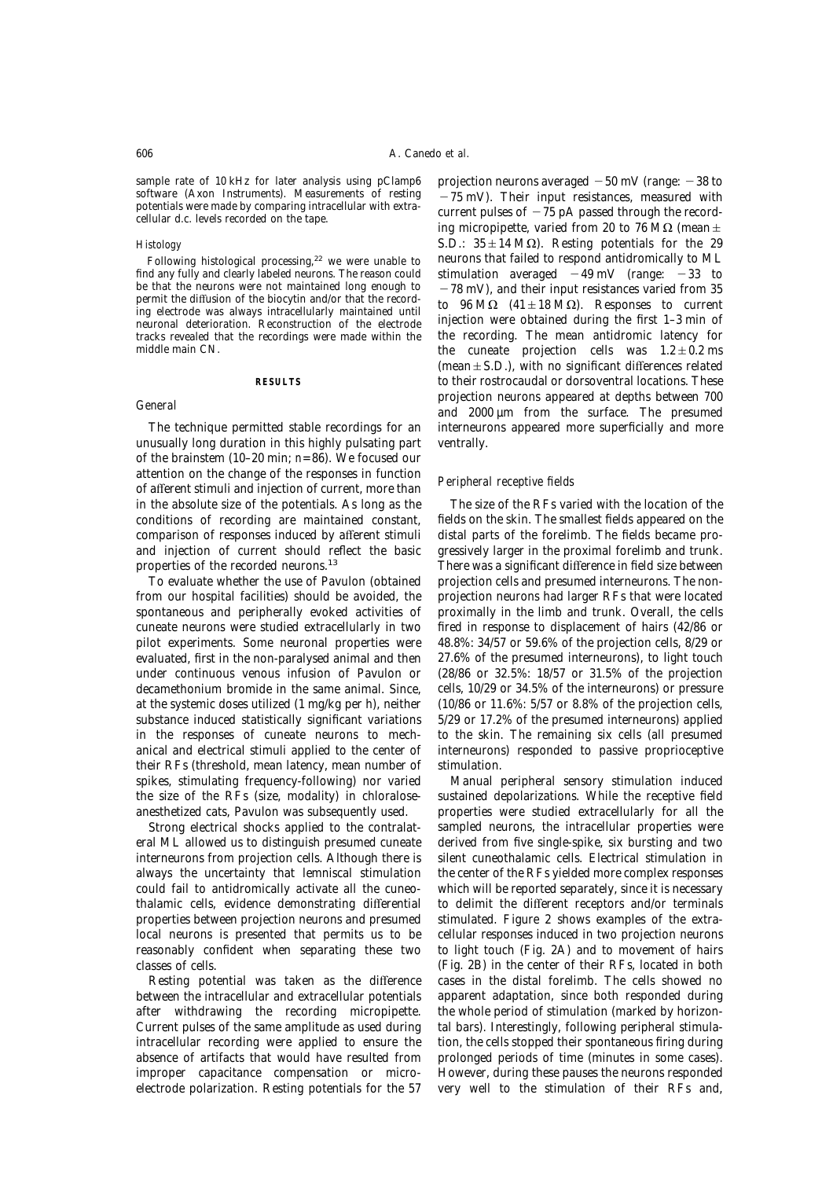sample rate of 10 kHz for later analysis using pClamp6 software (Axon Instruments). Measurements of resting potentials were made by comparing intracellular with extracellular d.c. levels recorded on the tape.

### *Histology*

Following histological processing,[22] we were unable to find any fully and clearly labeled neurons. The reason could be that the neurons were not maintained long enough to permit the diffusion of the biocytin and/or that the recording electrode was always intracellularly maintained until neuronal deterioration. Reconstruction of the electrode tracks revealed that the recordings were made within the middle main CN.

## RESULTS

### *General*

The technique permitted stable recordings for an unusually long duration in this highly pulsating part of the brainstem (10–20 min; $n=86$). We focused our attention on the change of the responses in function of afferent stimuli and injection of current, more than in the absolute size of the potentials. As long as the conditions of recording are maintained constant, comparison of responses induced by afferent stimuli and injection of current should reflect the basic properties of the recorded neurons.[13]

To evaluate whether the use of Pavulon (obtained from our hospital facilities) should be avoided, the spontaneous and peripherally evoked activities of cuneate neurons were studied extracellularly in two pilot experiments. Some neuronal properties were evaluated, first in the non-paralysed animal and then under continuous venous infusion of Pavulon or decamethonium bromide in the same animal. Since, at the systemic doses utilized (1 mg/kg per h), neither substance induced statistically significant variations in the responses of cuneate neurons to mechanical and electrical stimuli applied to the center of their RFs (threshold, mean latency, mean number of spikes, stimulating frequency-following) nor varied the size of the RFs (size, modality) in chloralose-anesthetized cats, Pavulon was subsequently used.

Strong electrical shocks applied to the contralateral ML allowed us to distinguish presumed cuneate interneurons from projection cells. Although there is always the uncertainty that lemniscal stimulation could fail to antidromically activate all the cuneothalamic cells, evidence demonstrating differential properties between projection neurons and presumed local neurons is presented that permits us to be reasonably confident when separating these two classes of cells.

Resting potential was taken as the difference between the intracellular and extracellular potentials after withdrawing the recording micropipette. Current pulses of the same amplitude as used during intracellular recording were applied to ensure the absence of artifacts that would have resulted from improper capacitance compensation or microelectrode polarization. Resting potentials for the 57 projection neurons averaged −50 mV (range: −38 to −75 mV). Their input resistances, measured with current pulses of −75 pA passed through the recording micropipette, varied from 20 to 76 MΩ (mean ± S.D.: 35 ± 14 MΩ). Resting potentials for the 29 neurons that failed to respond antidromically to ML stimulation averaged −49 mV (range: −33 to −78 mV), and their input resistances varied from 35 to 96 MΩ (41 ± 18 MΩ). Responses to current injection were obtained during the first 1–3 min of the recording. The mean antidromic latency for the cuneate projection cells was 1.2 ± 0.2 ms (mean ± S.D.), with no significant differences related to their rostrocaudal or dorsoventral locations. These projection neurons appeared at depths between 700 and 2000 μm from the surface. The presumed interneurons appeared more superficially and more ventrally.

### *Peripheral receptive fields*

The size of the RFs varied with the location of the fields on the skin. The smallest fields appeared on the distal parts of the forelimb. The fields became progressively larger in the proximal forelimb and trunk. There was a significant difference in field size between projection cells and presumed interneurons. The non-projection neurons had larger RFs that were located proximally in the limb and trunk. Overall, the cells fired in response to displacement of hairs (42/86 or 48.8%: 34/57 or 59.6% of the projection cells, 8/29 or 27.6% of the presumed interneurons), to light touch (28/86 or 32.5%: 18/57 or 31.5% of the projection cells, 10/29 or 34.5% of the interneurons) or pressure (10/86 or 11.6%: 5/57 or 8.8% of the projection cells, 5/29 or 17.2% of the presumed interneurons) applied to the skin. The remaining six cells (all presumed interneurons) responded to passive proprioceptive stimulation.

Manual peripheral sensory stimulation induced sustained depolarizations. While the receptive field properties were studied extracellularly for all the sampled neurons, the intracellular properties were derived from five single-spike, six bursting and two silent cuneothalamic cells. Electrical stimulation in the center of the RFs yielded more complex responses which will be reported separately, since it is necessary to delimit the different receptors and/or terminals stimulated. Figure 2 shows examples of the extracellular responses induced in two projection neurons to light touch (Fig. 2A) and to movement of hairs (Fig. 2B) in the center of their RFs, located in both cases in the distal forelimb. The cells showed no apparent adaptation, since both responded during the whole period of stimulation (marked by horizontal bars). Interestingly, following peripheral stimulation, the cells stopped their spontaneous firing during prolonged periods of time (minutes in some cases). However, during these pauses the neurons responded very well to the stimulation of their RFs and,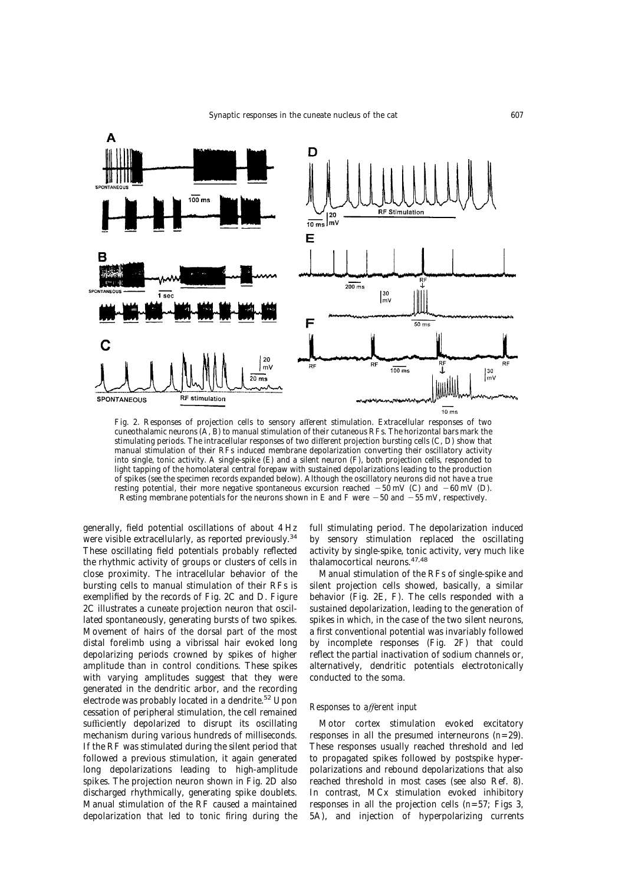Fig. 2. Responses of projection cells to sensory afferent stimulation. Extracellular responses of two cuneothalamic neurons (A, B) to manual stimulation of their cutaneous RFs. The horizontal bars mark the stimulating periods. The intracellular responses of two different projection bursting cells (C, D) show that manual stimulation of their RFs induced membrane depolarization converting their oscillatory activity into single, tonic activity. A single-spike (E) and a silent neuron (F), both projection cells, responded to light tapping of the homolateral central forepaw with sustained depolarizations leading to the production of spikes (see the specimen records expanded below). Although the oscillatory neurons did not have a true resting potential, their more negative spontaneous excursion reached −50 mV (C) and −60 mV (D). Resting membrane potentials for the neurons shown in E and F were −50 and −55 mV, respectively.

generally, field potential oscillations of about 4 Hz were visible extracellularly, as reported previously.[34] These oscillating field potentials probably reflected the rhythmic activity of groups or clusters of cells in close proximity. The intracellular behavior of the bursting cells to manual stimulation of their RFs is exemplified by the records of Fig. 2C and D. Figure 2C illustrates a cuneate projection neuron that oscillated spontaneously, generating bursts of two spikes. Movement of hairs of the dorsal part of the most distal forelimb using a vibrissal hair evoked long depolarizing periods crowned by spikes of higher amplitude than in control conditions. These spikes with varying amplitudes suggest that they were generated in the dendritic arbor, and the recording electrode was probably located in a dendrite.[52] Upon cessation of peripheral stimulation, the cell remained sufficiently depolarized to disrupt its oscillating mechanism during various hundreds of milliseconds. If the RF was stimulated during the silent period that followed a previous stimulation, it again generated long depolarizations leading to high-amplitude spikes. The projection neuron shown in Fig. 2D also discharged rhythmically, generating spike doublets. Manual stimulation of the RF caused a maintained depolarization that led to tonic firing during the full stimulating period. The depolarization induced by sensory stimulation replaced the oscillating activity by single-spike, tonic activity, very much like thalamocortical neurons.[47,48]

Manual stimulation of the RFs of single-spike and silent projection cells showed, basically, a similar behavior (Fig. 2E, F). The cells responded with a sustained depolarization, leading to the generation of spikes in which, in the case of the two silent neurons, a first conventional potential was invariably followed by incomplete responses (Fig. 2F) that could reflect the partial inactivation of sodium channels or, alternatively, dendritic potentials electrotonically conducted to the soma.

### *Responses to afferent input*

Motor cortex stimulation evoked excitatory responses in all the presumed interneurons ($n=29$). These responses usually reached threshold and led to propagated spikes followed by postspike hyperpolarizations and rebound depolarizations that also reached threshold in most cases (see also Ref. 8). In contrast, MCx stimulation evoked inhibitory responses in all the projection cells ($n=57$; Figs 3, 5A), and injection of hyperpolarizing currents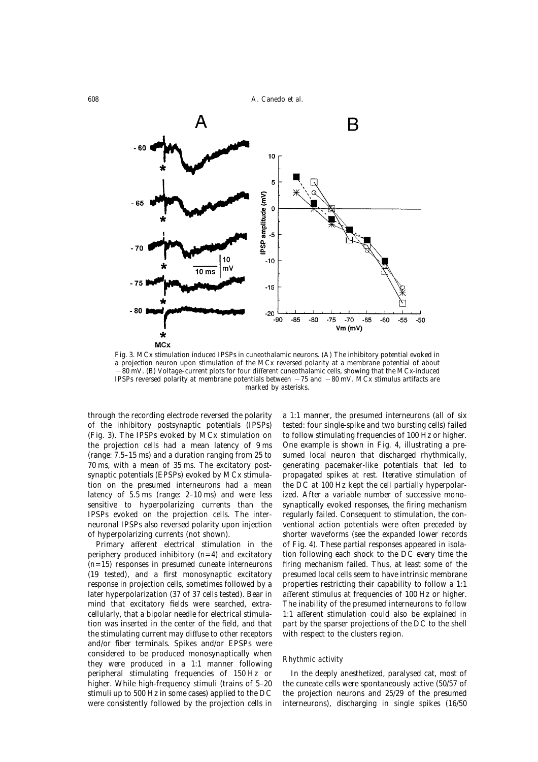Fig. 3. MCx stimulation induced IPSPs in cuneothalamic neurons. (A) The inhibitory potential evoked in a projection neuron upon stimulation of the MCx reversed polarity at a membrane potential of about −80 mV. (B) Voltage–current plots for four different cuneothalamic cells, showing that the MCx-induced IPSPs reversed polarity at membrane potentials between −75 and −80 mV. MCx stimulus artifacts are marked by asterisks.

through the recording electrode reversed the polarity of the inhibitory postsynaptic potentials (IPSPs) (Fig. 3). The IPSPs evoked by MCx stimulation on the projection cells had a mean latency of 9 ms (range: 7.5–15 ms) and a duration ranging from 25 to 70 ms, with a mean of 35 ms. The excitatory postsynaptic potentials (EPSPs) evoked by MCx stimulation on the presumed interneurons had a mean latency of 5.5 ms (range: 2–10 ms) and were less sensitive to hyperpolarizing currents than the IPSPs evoked on the projection cells. The interneuronal IPSPs also reversed polarity upon injection of hyperpolarizing currents (not shown).

Primary afferent electrical stimulation in the periphery produced inhibitory ($n=4$) and excitatory ($n=15$) responses in presumed cuneate interneurons (19 tested), and a first monosynaptic excitatory response in projection cells, sometimes followed by a later hyperpolarization (37 of 37 cells tested). Bear in mind that excitatory fields were searched, extracellularly, that a bipolar needle for electrical stimulation was inserted in the center of the field, and that the stimulating current may diffuse to other receptors and/or fiber terminals. Spikes and/or EPSPs were considered to be produced monosynaptically when they were produced in a 1:1 manner following peripheral stimulating frequencies of 150 Hz or higher. While high-frequency stimuli (trains of 5–20 stimuli up to 500 Hz in some cases) applied to the DC were consistently followed by the projection cells in a 1:1 manner, the presumed interneurons (all of six tested: four single-spike and two bursting cells) failed to follow stimulating frequencies of 100 Hz or higher. One example is shown in Fig. 4, illustrating a presumed local neuron that discharged rhythmically, generating pacemaker-like potentials that led to propagated spikes at rest. Iterative stimulation of the DC at 100 Hz kept the cell partially hyperpolarized. After a variable number of successive monosynaptically evoked responses, the firing mechanism regularly failed. Consequent to stimulation, the conventional action potentials were often preceded by shorter waveforms (see the expanded lower records of Fig. 4). These partial responses appeared in isolation following each shock to the DC every time the firing mechanism failed. Thus, at least some of the presumed local cells seem to have intrinsic membrane properties restricting their capability to follow a 1:1 afferent stimulus at frequencies of 100 Hz or higher. The inability of the presumed interneurons to follow 1:1 afferent stimulation could also be explained in part by the sparser projections of the DC to the shell with respect to the clusters region.

### *Rhythmic activity*

In the deeply anesthetized, paralysed cat, most of the cuneate cells were spontaneously active (50/57 of the projection neurons and 25/29 of the presumed interneurons), discharging in single spikes (16/50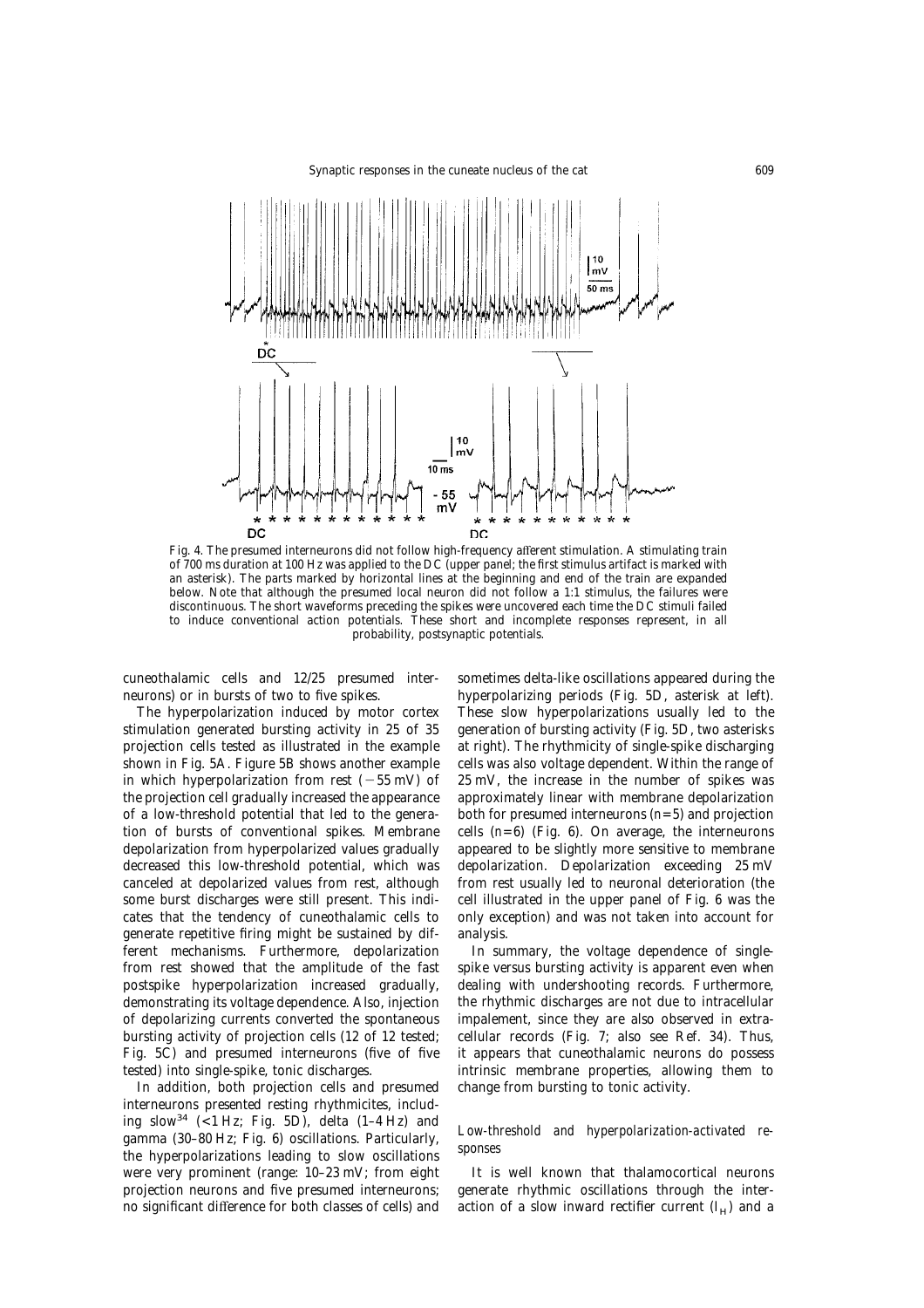Fig. 4. The presumed interneurons did not follow high-frequency afferent stimulation. A stimulating train of 700 ms duration at 100 Hz was applied to the DC (upper panel; the first stimulus artifact is marked with an asterisk). The parts marked by horizontal lines at the beginning and end of the train are expanded below. Note that although the presumed local neuron did not follow a 1:1 stimulus, the failures were discontinuous. The short waveforms preceding the spikes were uncovered each time the DC stimuli failed to induce conventional action potentials. These short and incomplete responses represent, in all probability, postsynaptic potentials.

cuneothalamic cells and 12/25 presumed interneurons) or in bursts of two to five spikes.

The hyperpolarization induced by motor cortex stimulation generated bursting activity in 25 of 35 projection cells tested as illustrated in the example shown in Fig. 5A. Figure 5B shows another example in which hyperpolarization from rest (−55 mV) of the projection cell gradually increased the appearance of a low-threshold potential that led to the generation of bursts of conventional spikes. Membrane depolarization from hyperpolarized values gradually decreased this low-threshold potential, which was canceled at depolarized values from rest, although some burst discharges were still present. This indicates that the tendency of cuneothalamic cells to generate repetitive firing might be sustained by different mechanisms. Furthermore, depolarization from rest showed that the amplitude of the fast postspike hyperpolarization increased gradually, demonstrating its voltage dependence. Also, injection of depolarizing currents converted the spontaneous bursting activity of projection cells (12 of 12 tested; Fig. 5C) and presumed interneurons (five of five tested) into single-spike, tonic discharges.

In addition, both projection cells and presumed interneurons presented resting rhythmicites, including slow[34] (<1 Hz; Fig. 5D), delta (1–4 Hz) and gamma (30–80 Hz; Fig. 6) oscillations. Particularly, the hyperpolarizations leading to slow oscillations were very prominent (range: 10–23 mV; from eight projection neurons and five presumed interneurons; no significant difference for both classes of cells) and sometimes delta-like oscillations appeared during the hyperpolarizing periods (Fig. 5D, asterisk at left). These slow hyperpolarizations usually led to the generation of bursting activity (Fig. 5D, two asterisks at right). The rhythmicity of single-spike discharging cells was also voltage dependent. Within the range of 25 mV, the increase in the number of spikes was approximately linear with membrane depolarization both for presumed interneurons ($n=5$) and projection cells ($n=6$) (Fig. 6). On average, the interneurons appeared to be slightly more sensitive to membrane depolarization. Depolarization exceeding 25 mV from rest usually led to neuronal deterioration (the cell illustrated in the upper panel of Fig. 6 was the only exception) and was not taken into account for analysis.

In summary, the voltage dependence of single-spike versus bursting activity is apparent even when dealing with undershooting records. Furthermore, the rhythmic discharges are not due to intracellular impalement, since they are also observed in extracellular records (Fig. 7; also see Ref. 34). Thus, it appears that cuneothalamic neurons do possess intrinsic membrane properties, allowing them to change from bursting to tonic activity.

### *Low-threshold and hyperpolarization-activated responses*

It is well known that thalamocortical neurons generate rhythmic oscillations through the interaction of a slow inward rectifier current ($I_H$) and a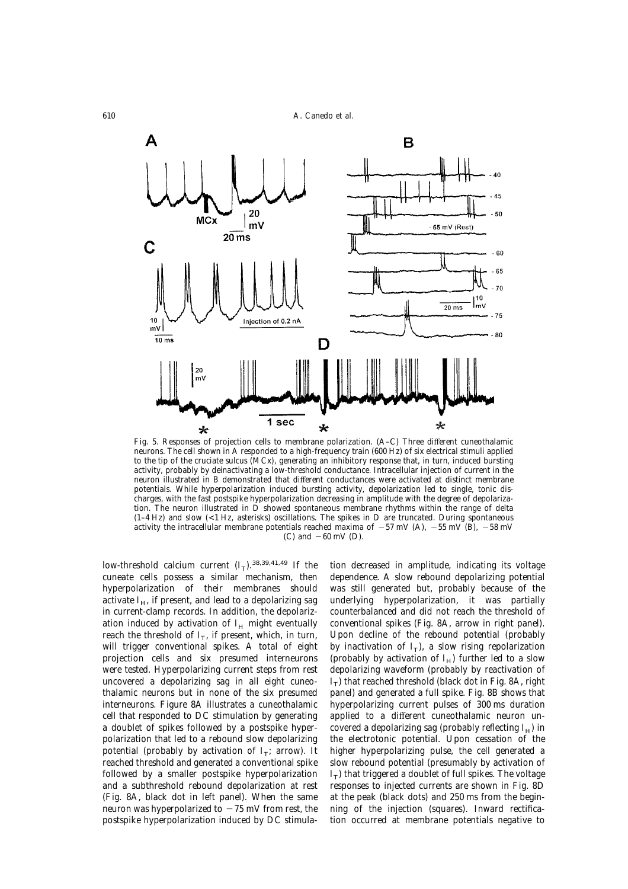Fig. 5. Responses of projection cells to membrane polarization. (A–C) Three different cuneothalamic neurons. The cell shown in A responded to a high-frequency train (600 Hz) of six electrical stimuli applied to the tip of the cruciate sulcus (MCx), generating an inhibitory response that, in turn, induced bursting activity, probably by deinactivating a low-threshold conductance. Intracellular injection of current in the neuron illustrated in B demonstrated that different conductances were activated at distinct membrane potentials. While hyperpolarization induced bursting activity, depolarization led to single, tonic discharges, with the fast postspike hyperpolarization decreasing in amplitude with the degree of depolarization. The neuron illustrated in D showed spontaneous membrane rhythms within the range of delta (1–4 Hz) and slow (<1 Hz, asterisks) oscillations. The spikes in D are truncated. During spontaneous activity the intracellular membrane potentials reached maxima of −57 mV (A), −55 mV (B), −58 mV (C) and −60 mV (D).

low-threshold calcium current ($I_T$).[38,39,41,49] If the cuneate cells possess a similar mechanism, then hyperpolarization of their membranes should activate $I_H$, if present, and lead to a depolarizing sag in current-clamp records. In addition, the depolarization induced by activation of $I_H$ might eventually reach the threshold of $I_T$, if present, which, in turn, will trigger conventional spikes. A total of eight projection cells and six presumed interneurons were tested. Hyperpolarizing current steps from rest uncovered a depolarizing sag in all eight cuneothalamic neurons but in none of the six presumed interneurons. Figure 8A illustrates a cuneothalamic cell that responded to DC stimulation by generating a doublet of spikes followed by a postspike hyperpolarization that led to a rebound slow depolarizing potential (probably by activation of $I_T$; arrow). It reached threshold and generated a conventional spike followed by a smaller postspike hyperpolarization and a subthreshold rebound depolarization at rest (Fig. 8A, black dot in left panel). When the same neuron was hyperpolarized to −75 mV from rest, the postspike hyperpolarization induced by DC stimulation decreased in amplitude, indicating its voltage dependence. A slow rebound depolarizing potential was still generated but, probably because of the underlying hyperpolarization, it was partially counterbalanced and did not reach the threshold of conventional spikes (Fig. 8A, arrow in right panel). Upon decline of the rebound potential (probably by inactivation of $I_T$), a slow rising repolarization (probably by activation of $I_H$) further led to a slow depolarizing waveform (probably by reactivation of $I_T$) that reached threshold (black dot in Fig. 8A, right panel) and generated a full spike. Fig. 8B shows that hyperpolarizing current pulses of 300 ms duration applied to a different cuneothalamic neuron uncovered a depolarizing sag (probably reflecting $I_H$) in the electrotonic potential. Upon cessation of the higher hyperpolarizing pulse, the cell generated a slow rebound potential (presumably by activation of $I_T$) that triggered a doublet of full spikes. The voltage responses to injected currents are shown in Fig. 8D at the peak (black dots) and 250 ms from the beginning of the injection (squares). Inward rectification occurred at membrane potentials negative to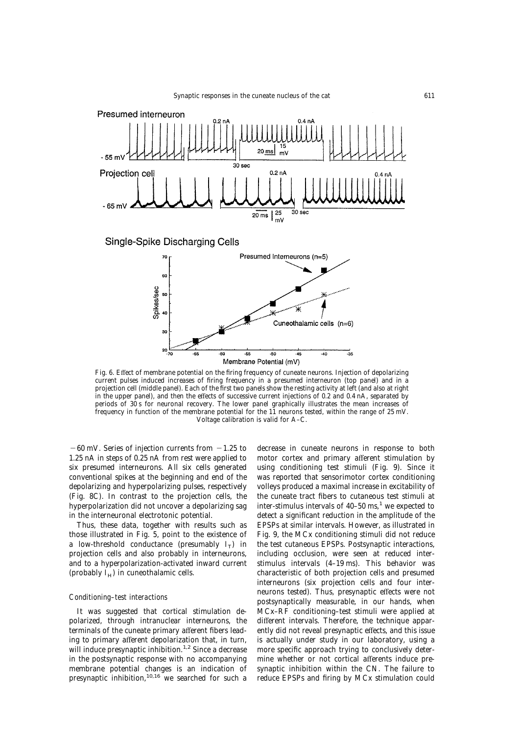Fig. 6. Effect of membrane potential on the firing frequency of cuneate neurons. Injection of depolarizing current pulses induced increases of firing frequency in a presumed interneuron (top panel) and in a projection cell (middle panel). Each of the first two panels show the resting activity at left (and also at right in the upper panel), and then the effects of successive current injections of 0.2 and 0.4 nA, separated by periods of 30 s for neuronal recovery. The lower panel graphically illustrates the mean increases of frequency in function of the membrane potential for the 11 neurons tested, within the range of 25 mV. Voltage calibration is valid for A–C.

−60 mV. Series of injection currents from −1.25 to 1.25 nA in steps of 0.25 nA from rest were applied to six presumed interneurons. All six cells generated conventional spikes at the beginning and end of the depolarizing and hyperpolarizing pulses, respectively (Fig. 8C). In contrast to the projection cells, the hyperpolarization did not uncover a depolarizing sag in the interneuronal electrotonic potential.

Thus, these data, together with results such as those illustrated in Fig. 5, point to the existence of a low-threshold conductance (presumably $I_T$) in projection cells and also probably in interneurons, and to a hyperpolarization-activated inward current (probably $I_H$) in cuneothalamic cells.

### *Conditioning–test interactions*

It was suggested that cortical stimulation depolarized, through intranuclear interneurons, the terminals of the cuneate primary afferent fibers leading to primary afferent depolarization that, in turn, will induce presynaptic inhibition.[1,2] Since a decrease in the postsynaptic response with no accompanying membrane potential changes is an indication of presynaptic inhibition,[10,16] we searched for such a decrease in cuneate neurons in response to both motor cortex and primary afferent stimulation by using conditioning test stimuli (Fig. 9). Since it was reported that sensorimotor cortex conditioning volleys produced a maximal increase in excitability of the cuneate tract fibers to cutaneous test stimuli at inter-stimulus intervals of 40–50 ms,[1] we expected to detect a significant reduction in the amplitude of the EPSPs at similar intervals. However, as illustrated in Fig. 9, the MCx conditioning stimuli did not reduce the test cutaneous EPSPs. Postsynaptic interactions, including occlusion, were seen at reduced inter-stimulus intervals (4–19 ms). This behavior was characteristic of both projection cells and presumed interneurons (six projection cells and four interneurons tested). Thus, presynaptic effects were not postsynaptically measurable, in our hands, when MCx–RF conditioning–test stimuli were applied at different intervals. Therefore, the technique apparently did not reveal presynaptic effects, and this issue is actually under study in our laboratory, using a more specific approach trying to conclusively determine whether or not cortical afferents induce presynaptic inhibition within the CN. The failure to reduce EPSPs and firing by MCx stimulation could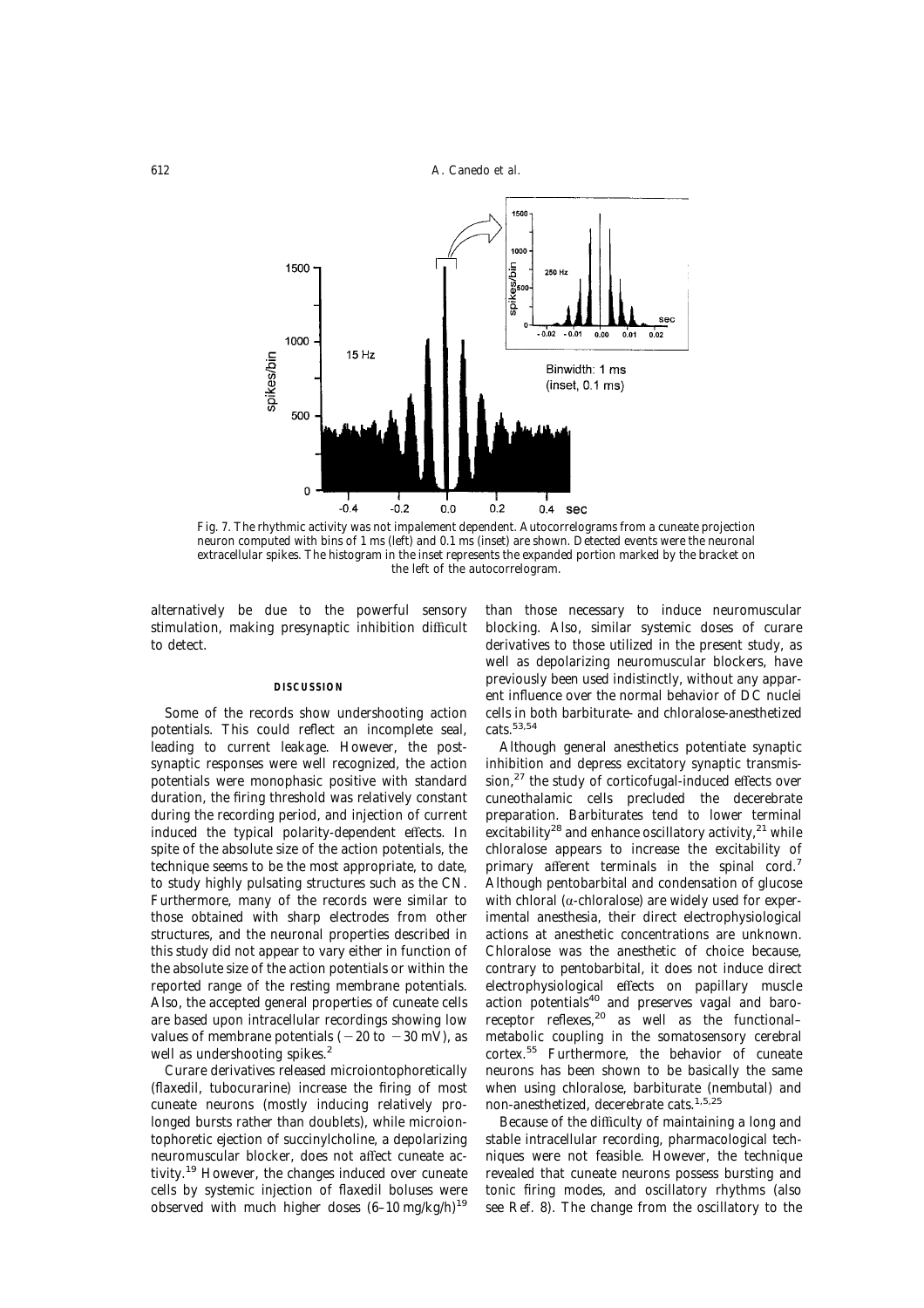Fig. 7. The rhythmic activity was not impalement dependent. Autocorrelograms from a cuneate projection neuron computed with bins of 1 ms (left) and 0.1 ms (inset) are shown. Detected events were the neuronal extracellular spikes. The histogram in the inset represents the expanded portion marked by the bracket on the left of the autocorrelogram.

alternatively be due to the powerful sensory stimulation, making presynaptic inhibition difficult to detect.

## DISCUSSION

Some of the records show undershooting action potentials. This could reflect an incomplete seal, leading to current leakage. However, the postsynaptic responses were well recognized, the action potentials were monophasic positive with standard duration, the firing threshold was relatively constant during the recording period, and injection of current induced the typical polarity-dependent effects. In spite of the absolute size of the action potentials, the technique seems to be the most appropriate, to date, to study highly pulsating structures such as the CN. Furthermore, many of the records were similar to those obtained with sharp electrodes from other structures, and the neuronal properties described in this study did not appear to vary either in function of the absolute size of the action potentials or within the reported range of the resting membrane potentials. Also, the accepted general properties of cuneate cells are based upon intracellular recordings showing low values of membrane potentials (−20 to −30 mV), as well as undershooting spikes.[2]

Curare derivatives released microiontophoretically (flaxedil, tubocurarine) increase the firing of most cuneate neurons (mostly inducing relatively prolonged bursts rather than doublets), while microiontophoretic ejection of succinylcholine, a depolarizing neuromuscular blocker, does not affect cuneate activity.[19] However, the changes induced over cuneate cells by systemic injection of flaxedil boluses were observed with much higher doses (6–10 mg/kg/h)[19] than those necessary to induce neuromuscular blocking. Also, similar systemic doses of curare derivatives to those utilized in the present study, as well as depolarizing neuromuscular blockers, have previously been used indistinctly, without any apparent influence over the normal behavior of DC nuclei cells in both barbiturate- and chloralose-anesthetized cats.[53,54]

Although general anesthetics potentiate synaptic inhibition and depress excitatory synaptic transmission,[27] the study of corticofugal-induced effects over cuneothalamic cells precluded the decerebrate preparation. Barbiturates tend to lower terminal excitability[28] and enhance oscillatory activity,[21] while chloralose appears to increase the excitability of primary afferent terminals in the spinal cord.[7] Although pentobarbital and condensation of glucose with chloral (α-chloralose) are widely used for experimental anesthesia, their direct electrophysiological actions at anesthetic concentrations are unknown. Chloralose was the anesthetic of choice because, contrary to pentobarbital, it does not induce direct electrophysiological effects on papillary muscle action potentials[40] and preserves vagal and baroreceptor reflexes,[20] as well as the functional–metabolic coupling in the somatosensory cerebral cortex.[55] Furthermore, the behavior of cuneate neurons has been shown to be basically the same when using chloralose, barbiturate (nembutal) and non-anesthetized, decerebrate cats.[1,5,25]

Because of the difficulty of maintaining a long and stable intracellular recording, pharmacological techniques were not feasible. However, the technique revealed that cuneate neurons possess bursting and tonic firing modes, and oscillatory rhythms (also see Ref. 8). The change from the oscillatory to the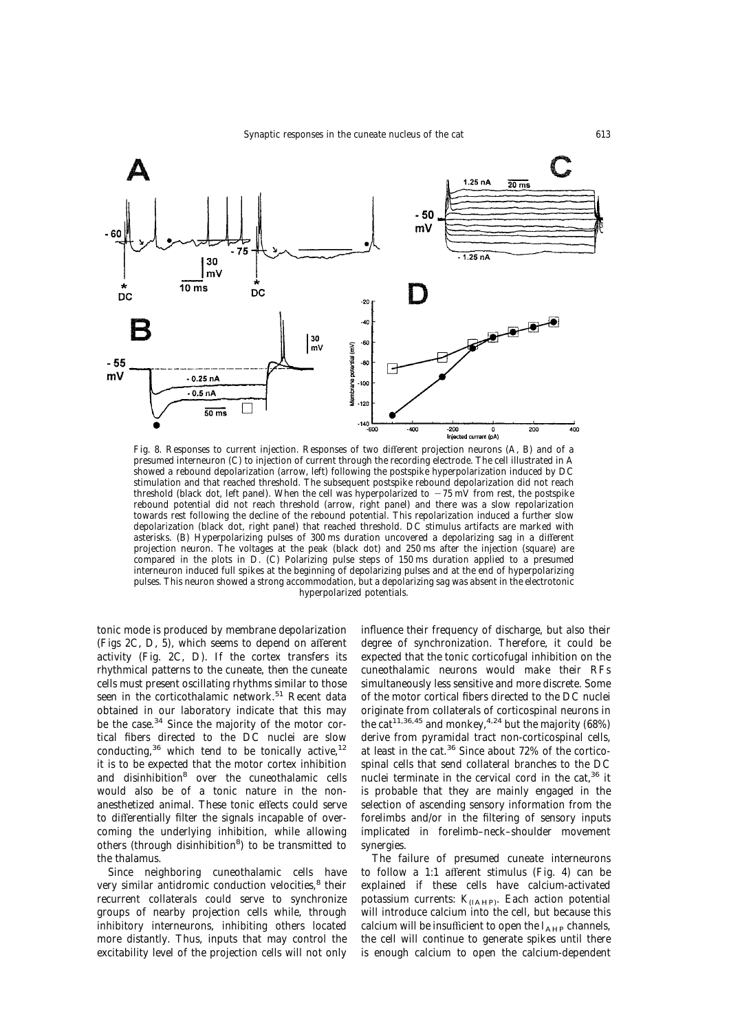Fig. 8. Responses to current injection. Responses of two different projection neurons (A, B) and of a presumed interneuron (C) to injection of current through the recording electrode. The cell illustrated in A showed a rebound depolarization (arrow, left) following the postspike hyperpolarization induced by DC stimulation and that reached threshold. The subsequent postspike rebound depolarization did not reach threshold (black dot, left panel). When the cell was hyperpolarized to −75 mV from rest, the postspike rebound potential did not reach threshold (arrow, right panel) and there was a slow repolarization towards rest following the decline of the rebound potential. This repolarization induced a further slow depolarization (black dot, right panel) that reached threshold. DC stimulus artifacts are marked with asterisks. (B) Hyperpolarizing pulses of 300 ms duration uncovered a depolarizing sag in a different projection neuron. The voltages at the peak (black dot) and 250 ms after the injection (square) are compared in the plots in D. (C) Polarizing pulse steps of 150 ms duration applied to a presumed interneuron induced full spikes at the beginning of depolarizing pulses and at the end of hyperpolarizing pulses. This neuron showed a strong accommodation, but a depolarizing sag was absent in the electrotonic hyperpolarized potentials.

tonic mode is produced by membrane depolarization (Figs 2C, D, 5), which seems to depend on afferent activity (Fig. 2C, D). If the cortex transfers its rhythmical patterns to the cuneate, then the cuneate cells must present oscillating rhythms similar to those seen in the corticothalamic network.[51] Recent data obtained in our laboratory indicate that this may be the case.[34] Since the majority of the motor cortical fibers directed to the DC nuclei are slow conducting,[36] which tend to be tonically active,[12] it is to be expected that the motor cortex inhibition and disinhibition[8] over the cuneothalamic cells would also be of a tonic nature in the non-anesthetized animal. These tonic effects could serve to differentially filter the signals incapable of overcoming the underlying inhibition, while allowing others (through disinhibition[8]) to be transmitted to the thalamus.

Since neighboring cuneothalamic cells have very similar antidromic conduction velocities,[8] their recurrent collaterals could serve to synchronize groups of nearby projection cells while, through inhibitory interneurons, inhibiting others located more distantly. Thus, inputs that may control the excitability level of the projection cells will not only influence their frequency of discharge, but also their degree of synchronization. Therefore, it could be expected that the tonic corticofugal inhibition on the cuneothalamic neurons would make their RFs simultaneously less sensitive and more discrete. Some of the motor cortical fibers directed to the DC nuclei originate from collaterals of corticospinal neurons in the cat[11,36,45] and monkey,[4,24] but the majority (68%) derive from pyramidal tract non-corticospinal cells, at least in the cat.[36] Since about 72% of the corticospinal cells that send collateral branches to the DC nuclei terminate in the cervical cord in the cat,[36] it is probable that they are mainly engaged in the selection of ascending sensory information from the forelimbs and/or in the filtering of sensory inputs implicated in forelimb–neck–shoulder movement synergies.

The failure of presumed cuneate interneurons to follow a 1:1 afferent stimulus (Fig. 4) can be explained if these cells have calcium-activated potassium currents: $K_{(IAHP)}$. Each action potential will introduce calcium into the cell, but because this calcium will be insufficient to open the $I_{AHP}$ channels, the cell will continue to generate spikes until there is enough calcium to open the calcium-dependent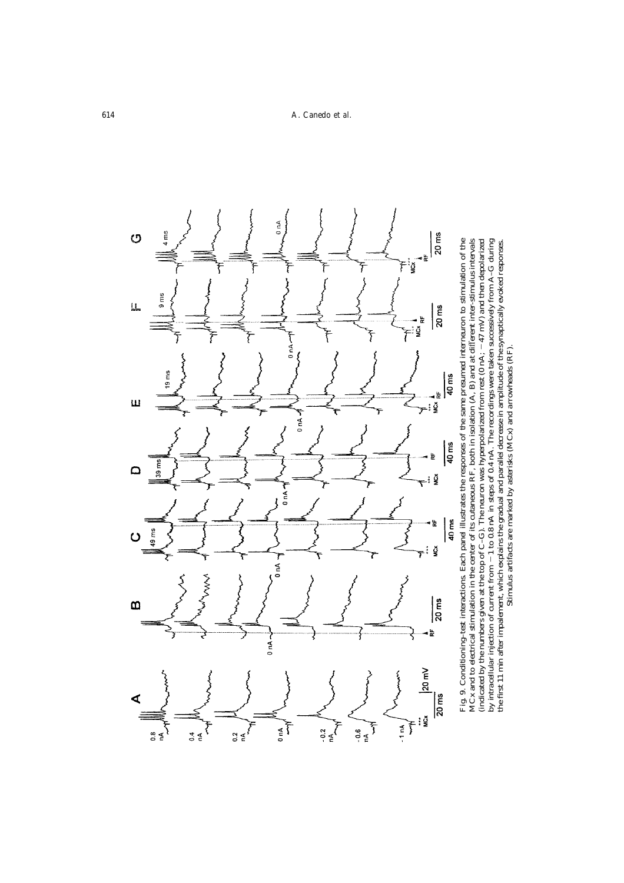Fig. 9. Conditioning–test interactions. Each panel illustrates the responses of the same presumed interneuron to stimulation of the MCx and to electrical stimulation in the center of its cutaneous RF, both in isolation (A, B) and at different inter-stimulus intervals (indicated by the numbers given at the top of C–G). The neuron was hyperpolarized from rest (0 nA; −47 mV) and then depolarized by intracellular injection of current from −1 to 0.8 nA in steps of 0.4 nA. The recordings were taken successively from A–G during the first 11 min after impalement, which explains the gradual and parallel decrease in amplitude of the synaptically evoked responses. Stimulus artifacts are marked by asterisks (MCx) and arrowheads (RF).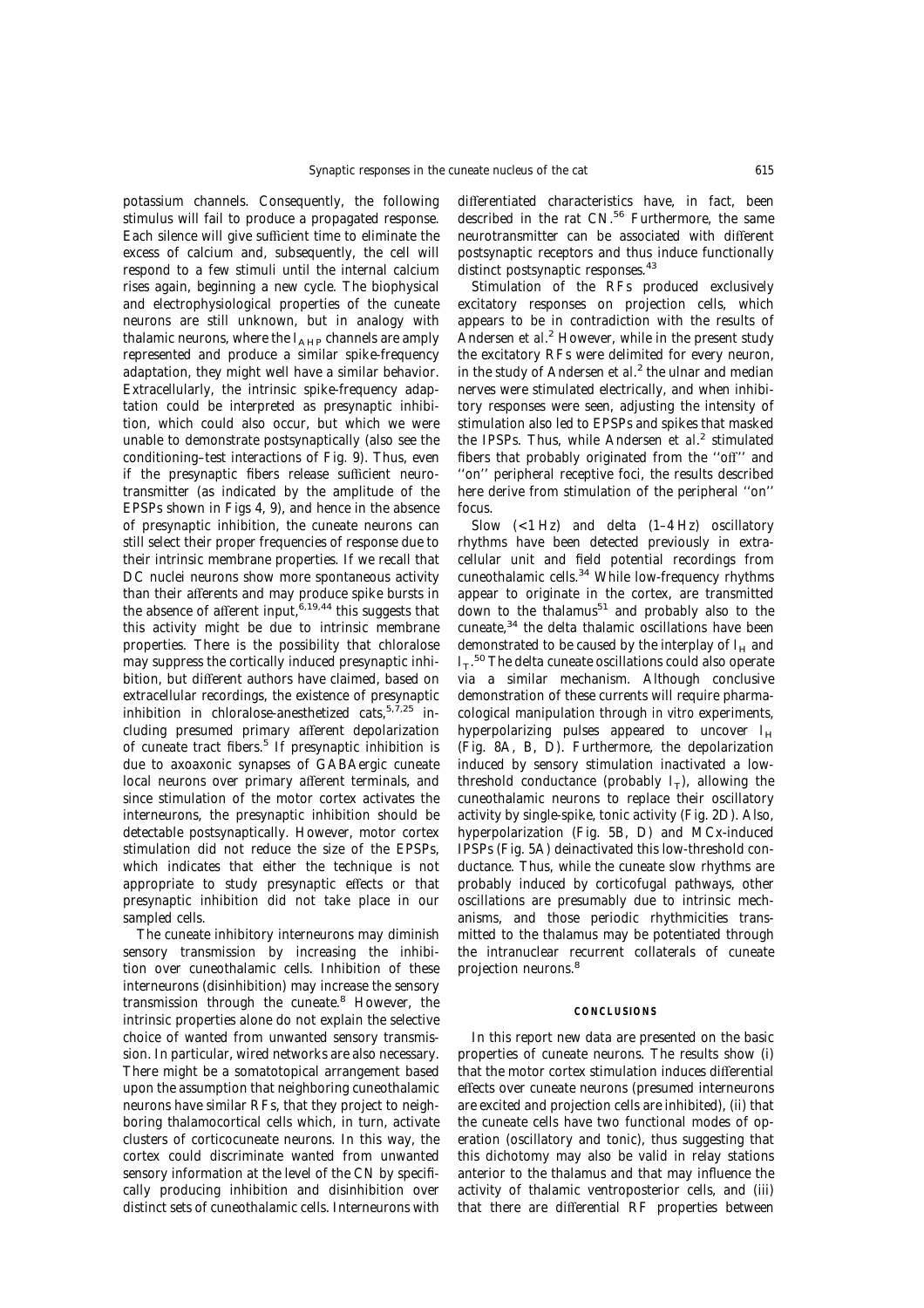potassium channels. Consequently, the following stimulus will fail to produce a propagated response. Each silence will give sufficient time to eliminate the excess of calcium and, subsequently, the cell will respond to a few stimuli until the internal calcium rises again, beginning a new cycle. The biophysical and electrophysiological properties of the cuneate neurons are still unknown, but in analogy with thalamic neurons, where the $I_{AHP}$ channels are amply represented and produce a similar spike-frequency adaptation, they might well have a similar behavior. Extracellularly, the intrinsic spike-frequency adaptation could be interpreted as presynaptic inhibition, which could also occur, but which we were unable to demonstrate postsynaptically (also see the conditioning–test interactions of Fig. 9). Thus, even if the presynaptic fibers release sufficient neurotransmitter (as indicated by the amplitude of the EPSPs shown in Figs 4, 9), and hence in the absence of presynaptic inhibition, the cuneate neurons can still select their proper frequencies of response due to their intrinsic membrane properties. If we recall that DC nuclei neurons show more spontaneous activity than their afferents and may produce spike bursts in the absence of afferent input,[6,19,44] this suggests that this activity might be due to intrinsic membrane properties. There is the possibility that chloralose may suppress the cortically induced presynaptic inhibition, but different authors have claimed, based on extracellular recordings, the existence of presynaptic inhibition in chloralose-anesthetized cats,[5,7,25] including presumed primary afferent depolarization of cuneate tract fibers.[5] If presynaptic inhibition is due to axoaxonic synapses of GABAergic cuneate local neurons over primary afferent terminals, and since stimulation of the motor cortex activates the interneurons, the presynaptic inhibition should be detectable postsynaptically. However, motor cortex stimulation did not reduce the size of the EPSPs, which indicates that either the technique is not appropriate to study presynaptic effects or that presynaptic inhibition did not take place in our sampled cells.

The cuneate inhibitory interneurons may diminish sensory transmission by increasing the inhibition over cuneothalamic cells. Inhibition of these interneurons (disinhibition) may increase the sensory transmission through the cuneate.[8] However, the intrinsic properties alone do not explain the selective choice of wanted from unwanted sensory transmission. In particular, wired networks are also necessary. There might be a somatotopical arrangement based upon the assumption that neighboring cuneothalamic neurons have similar RFs, that they project to neighboring thalamocortical cells which, in turn, activate clusters of corticocuneate neurons. In this way, the cortex could discriminate wanted from unwanted sensory information at the level of the CN by specifically producing inhibition and disinhibition over distinct sets of cuneothalamic cells. Interneurons with differentiated characteristics have, in fact, been described in the rat CN.[56] Furthermore, the same neurotransmitter can be associated with different postsynaptic receptors and thus induce functionally distinct postsynaptic responses.[43]

Stimulation of the RFs produced exclusively excitatory responses on projection cells, which appears to be in contradiction with the results of Andersen *et al.*[2] However, while in the present study the excitatory RFs were delimited for every neuron, in the study of Andersen *et al.*[2] the ulnar and median nerves were stimulated electrically, and when inhibitory responses were seen, adjusting the intensity of stimulation also led to EPSPs and spikes that masked the IPSPs. Thus, while Andersen *et al.*[2] stimulated fibers that probably originated from the ''off'' and ''on'' peripheral receptive foci, the results described here derive from stimulation of the peripheral ''on'' focus.

Slow (<1 Hz) and delta (1–4 Hz) oscillatory rhythms have been detected previously in extracellular unit and field potential recordings from cuneothalamic cells.[34] While low-frequency rhythms appear to originate in the cortex, are transmitted down to the thalamus[51] and probably also to the cuneate,[34] the delta thalamic oscillations have been demonstrated to be caused by the interplay of $I_H$ and $I_T$.[50] The delta cuneate oscillations could also operate via a similar mechanism. Although conclusive demonstration of these currents will require pharmacological manipulation through *in vitro* experiments, hyperpolarizing pulses appeared to uncover $I_H$ (Fig. 8A, B, D). Furthermore, the depolarization induced by sensory stimulation inactivated a low-threshold conductance (probably $I_T$), allowing the cuneothalamic neurons to replace their oscillatory activity by single-spike, tonic activity (Fig. 2D). Also, hyperpolarization (Fig. 5B, D) and MCx-induced IPSPs (Fig. 5A) deinactivated this low-threshold conductance. Thus, while the cuneate slow rhythms are probably induced by corticofugal pathways, other oscillations are presumably due to intrinsic mechanisms, and those periodic rhythmicities transmitted to the thalamus may be potentiated through the intranuclear recurrent collaterals of cuneate projection neurons.[8]

## CONCLUSIONS

In this report new data are presented on the basic properties of cuneate neurons. The results show (i) that the motor cortex stimulation induces differential effects over cuneate neurons (presumed interneurons are excited and projection cells are inhibited), (ii) that the cuneate cells have two functional modes of operation (oscillatory and tonic), thus suggesting that this dichotomy may also be valid in relay stations anterior to the thalamus and that may influence the activity of thalamic ventroposterior cells, and (iii) that there are differential RF properties between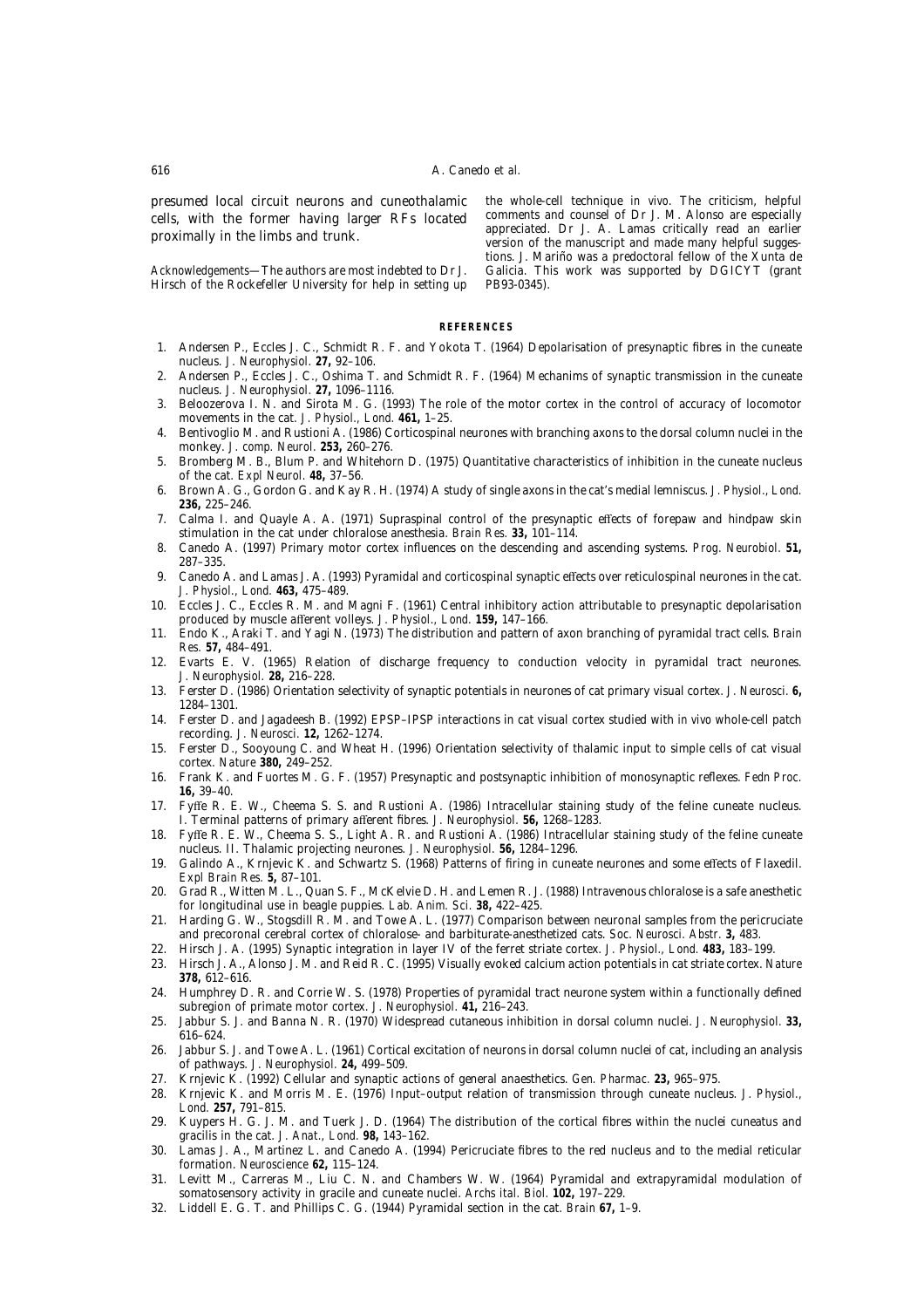presumed local circuit neurons and cuneothalamic cells, with the former having larger RFs located proximally in the limbs and trunk.

*Acknowledgements*—The authors are most indebted to Dr J. Hirsch of the Rockefeller University for help in setting up the whole-cell technique *in vivo*. The criticism, helpful comments and counsel of Dr J. M. Alonso are especially appreciated. Dr J. A. Lamas critically read an earlier version of the manuscript and made many helpful suggestions. J. Mariño was a predoctoral fellow of the Xunta de Galicia. This work was supported by DGICYT (grant PB93-0345).

## REFERENCES

1. Andersen P., Eccles J. C., Schmidt R. F. and Yokota T. (1964) Depolarisation of presynaptic fibres in the cuneate nucleus. *J. Neurophysiol.* **27,** 92–106.
2. Andersen P., Eccles J. C., Oshima T. and Schmidt R. F. (1964) Mechanims of synaptic transmission in the cuneate nucleus. *J. Neurophysiol.* **27,** 1096–1116.
3. Beloozerova I. N. and Sirota M. G. (1993) The role of the motor cortex in the control of accuracy of locomotor movements in the cat. *J. Physiol., Lond.* **461,** 1–25.
4. Bentivoglio M. and Rustioni A. (1986) Corticospinal neurones with branching axons to the dorsal column nuclei in the monkey. *J. comp. Neurol.* **253,** 260–276.
5. Bromberg M. B., Blum P. and Whitehorn D. (1975) Quantitative characteristics of inhibition in the cuneate nucleus of the cat. *Expl Neurol.* **48,** 37–56.
6. Brown A. G., Gordon G. and Kay R. H. (1974) A study of single axons in the cat's medial lemniscus. *J. Physiol., Lond.* **236,** 225–246.
7. Calma I. and Quayle A. A. (1971) Supraspinal control of the presynaptic effects of forepaw and hindpaw skin stimulation in the cat under chloralose anesthesia. *Brain Res.* **33,** 101–114.
8. Canedo A. (1997) Primary motor cortex influences on the descending and ascending systems. *Prog. Neurobiol.* **51,** 287–335.
9. Canedo A. and Lamas J. A. (1993) Pyramidal and corticospinal synaptic effects over reticulospinal neurones in the cat. *J. Physiol., Lond.* **463,** 475–489.
10. Eccles J. C., Eccles R. M. and Magni F. (1961) Central inhibitory action attributable to presynaptic depolarisation produced by muscle afferent volleys. *J. Physiol., Lond.* **159,** 147–166.
11. Endo K., Araki T. and Yagi N. (1973) The distribution and pattern of axon branching of pyramidal tract cells. *Brain Res.* **57,** 484–491.
12. Evarts E. V. (1965) Relation of discharge frequency to conduction velocity in pyramidal tract neurones. *J. Neurophysiol.* **28,** 216–228.
13. Ferster D. (1986) Orientation selectivity of synaptic potentials in neurones of cat primary visual cortex. *J. Neurosci.* **6,** 1284–1301.
14. Ferster D. and Jagadeesh B. (1992) EPSP–IPSP interactions in cat visual cortex studied with *in vivo* whole-cell patch recording. *J. Neurosci.* **12,** 1262–1274.
15. Ferster D., Sooyoung C. and Wheat H. (1996) Orientation selectivity of thalamic input to simple cells of cat visual cortex. *Nature* **380,** 249–252.
16. Frank K. and Fuortes M. G. F. (1957) Presynaptic and postsynaptic inhibition of monosynaptic reflexes. *Fedn Proc.* **16,** 39–40.
17. Fyffe R. E. W., Cheema S. S. and Rustioni A. (1986) Intracellular staining study of the feline cuneate nucleus. I. Terminal patterns of primary afferent fibres. *J. Neurophysiol.* **56,** 1268–1283.
18. Fyffe R. E. W., Cheema S. S., Light A. R. and Rustioni A. (1986) Intracellular staining study of the feline cuneate nucleus. II. Thalamic projecting neurones. *J. Neurophysiol.* **56,** 1284–1296.
19. Galindo A., Krnjevic K. and Schwartz S. (1968) Patterns of firing in cuneate neurones and some effects of Flaxedil. *Expl Brain Res.* **5,** 87–101.
20. Grad R., Witten M. L., Quan S. F., McKelvie D. H. and Lemen R. J. (1988) Intravenous chloralose is a safe anesthetic for longitudinal use in beagle puppies. *Lab. Anim. Sci.* **38,** 422–425.
21. Harding G. W., Stogsdill R. M. and Towe A. L. (1977) Comparison between neuronal samples from the pericruciate and precoronal cerebral cortex of chloralose- and barbiturate-anesthetized cats. *Soc. Neurosci. Abstr.* **3,** 483.
22. Hirsch J. A. (1995) Synaptic integration in layer IV of the ferret striate cortex. *J. Physiol., Lond.* **483,** 183–199.
23. Hirsch J. A., Alonso J. M. and Reid R. C. (1995) Visually evoked calcium action potentials in cat striate cortex. *Nature* **378,** 612–616.
24. Humphrey D. R. and Corrie W. S. (1978) Properties of pyramidal tract neurone system within a functionally defined subregion of primate motor cortex. *J. Neurophysiol.* **41,** 216–243.
25. Jabbur S. J. and Banna N. R. (1970) Widespread cutaneous inhibition in dorsal column nuclei. *J. Neurophysiol.* **33,** 616–624.
26. Jabbur S. J. and Towe A. L. (1961) Cortical excitation of neurons in dorsal column nuclei of cat, including an analysis of pathways. *J. Neurophysiol.* **24,** 499–509.
27. Krnjevic K. (1992) Cellular and synaptic actions of general anaesthetics. *Gen. Pharmac.* **23,** 965–975.
28. Krnjevic K. and Morris M. E. (1976) Input–output relation of transmission through cuneate nucleus. *J. Physiol., Lond.* **257,** 791–815.
29. Kuypers H. G. J. M. and Tuerk J. D. (1964) The distribution of the cortical fibres within the nuclei cuneatus and gracilis in the cat. *J. Anat., Lond.* **98,** 143–162.
30. Lamas J. A., Martinez L. and Canedo A. (1994) Pericruciate fibres to the red nucleus and to the medial reticular formation. *Neuroscience* **62,** 115–124.
31. Levitt M., Carreras M., Liu C. N. and Chambers W. W. (1964) Pyramidal and extrapyramidal modulation of somatosensory activity in gracile and cuneate nuclei. *Archs ital. Biol.* **102,** 197–229.
32. Liddell E. G. T. and Phillips C. G. (1944) Pyramidal section in the cat. *Brain* **67,** 1–9.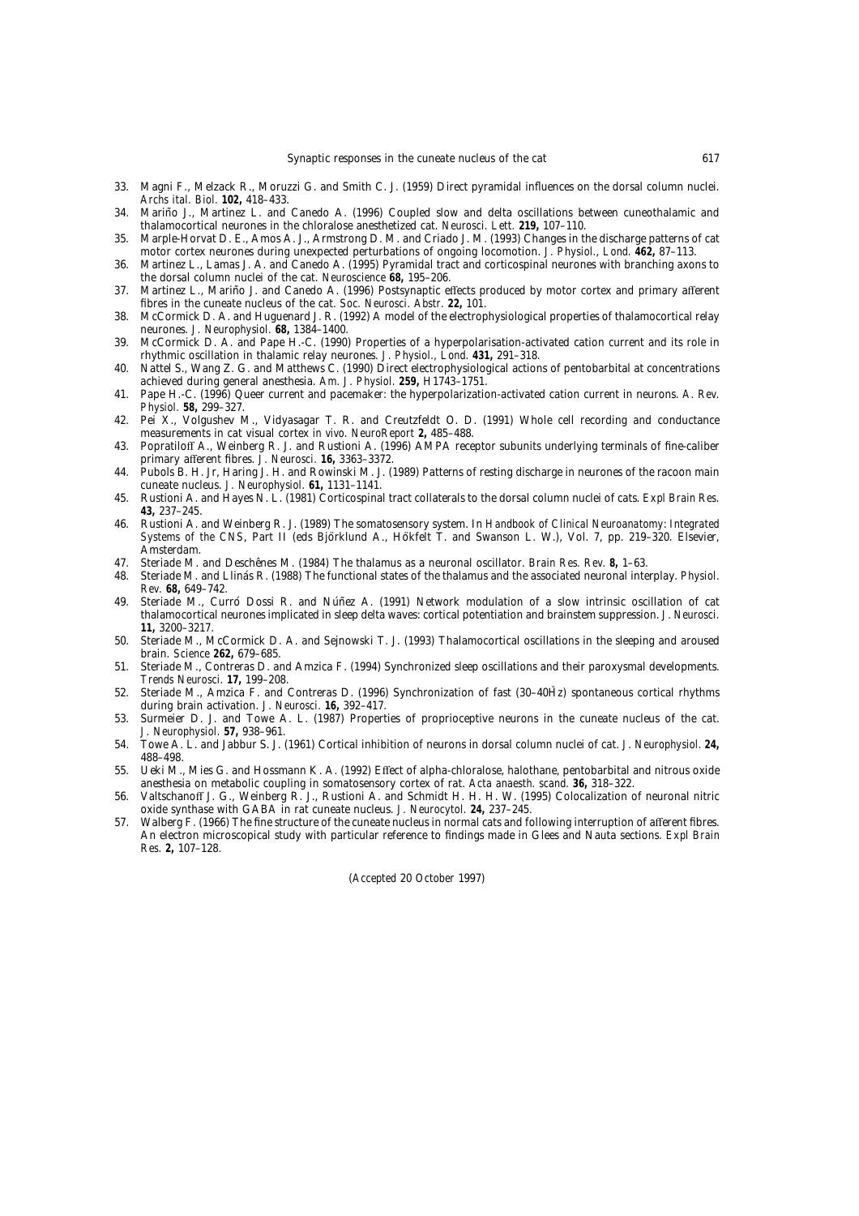33. Magni F., Melzack R., Moruzzi G. and Smith C. J. (1959) Direct pyramidal influences on the dorsal column nuclei. *Archs ital. Biol.* **102,** 418–433.
34. Mariño J., Martinez L. and Canedo A. (1996) Coupled slow and delta oscillations between cuneothalamic and thalamocortical neurones in the chloralose anesthetized cat. *Neurosci. Lett.* **219,** 107–110.
35. Marple-Horvat D. E., Amos A. J., Armstrong D. M. and Criado J. M. (1993) Changes in the discharge patterns of cat motor cortex neurones during unexpected perturbations of ongoing locomotion. *J. Physiol., Lond.* **462,** 87–113.
36. Martinez L., Lamas J. A. and Canedo A. (1995) Pyramidal tract and corticospinal neurones with branching axons to the dorsal column nuclei of the cat. *Neuroscience* **68,** 195–206.
37. Martinez L., Mariño J. and Canedo A. (1996) Postsynaptic effects produced by motor cortex and primary afferent fibres in the cuneate nucleus of the cat. *Soc. Neurosci. Abstr.* **22,** 101.
38. McCormick D. A. and Huguenard J. R. (1992) A model of the electrophysiological properties of thalamocortical relay neurones. *J. Neurophysiol.* **68,** 1384–1400.
39. McCormick D. A. and Pape H.-C. (1990) Properties of a hyperpolarisation-activated cation current and its role in rhythmic oscillation in thalamic relay neurones. *J. Physiol., Lond.* **431,** 291–318.
40. Nattel S., Wang Z. G. and Matthews C. (1990) Direct electrophysiological actions of pentobarbital at concentrations achieved during general anesthesia. *Am. J. Physiol.* **259,** H1743–1751.
41. Pape H.-C. (1996) Queer current and pacemaker: the hyperpolarization-activated cation current in neurons. *A. Rev. Physiol.* **58,** 299–327.
42. Pei X., Volgushev M., Vidyasagar T. R. and Creutzfeldt O. D. (1991) Whole cell recording and conductance measurements in cat visual cortex in vivo. *NeuroReport* **2,** 485–488.
43. Popratiloff A., Weinberg R. J. and Rustioni A. (1996) AMPA receptor subunits underlying terminals of fine-caliber primary afferent fibres. *J. Neurosci.* **16,** 3363–3372.
44. Pubols B. H. Jr, Haring J. H. and Rowinski M. J. (1989) Patterns of resting discharge in neurones of the racoon main cuneate nucleus. *J. Neurophysiol.* **61,** 1131–1141.
45. Rustioni A. and Hayes N. L. (1981) Corticospinal tract collaterals to the dorsal column nuclei of cats. *Expl Brain Res.* **43,** 237–245.
46. Rustioni A. and Weinberg R. J. (1989) The somatosensory system. In *Handbook of Clinical Neuroanatomy: Integrated Systems of the CNS, Part II* (eds Björklund A., Hökfelt T. and Swanson L. W.), Vol. 7, pp. 219–320. Elsevier, Amsterdam.
47. Steriade M. and Deschênes M. (1984) The thalamus as a neuronal oscillator. *Brain Res. Rev.* **8,** 1–63.
48. Steriade M. and Llinás R. (1988) The functional states of the thalamus and the associated neuronal interplay. *Physiol. Rev.* **68,** 649–742.
49. Steriade M., Curró Dossi R. and Núñez A. (1991) Network modulation of a slow intrinsic oscillation of cat thalamocortical neurones implicated in sleep delta waves: cortical potentiation and brainstem suppression. *J. Neurosci.* **11,** 3200–3217.
50. Steriade M., McCormick D. A. and Sejnowski T. J. (1993) Thalamocortical oscillations in the sleeping and aroused brain. *Science* **262,** 679–685.
51. Steriade M., Contreras D. and Amzica F. (1994) Synchronized sleep oscillations and their paroxysmal developments. *Trends Neurosci.* **17,** 199–208.
52. Steriade M., Amzica F. and Contreras D. (1996) Synchronization of fast (30–40Hz) spontaneous cortical rhythms during brain activation. *J. Neurosci.* **16,** 392–417.
53. Surmeier D. J. and Towe A. L. (1987) Properties of proprioceptive neurons in the cuneate nucleus of the cat. *J. Neurophysiol.* **57,** 938–961.
54. Towe A. L. and Jabbur S. J. (1961) Cortical inhibition of neurons in dorsal column nuclei of cat. *J. Neurophysiol.* **24,** 488–498.
55. Ueki M., Mies G. and Hossmann K. A. (1992) Effect of alpha-chloralose, halothane, pentobarbital and nitrous oxide anesthesia on metabolic coupling in somatosensory cortex of rat. *Acta anaesth. scand.* **36,** 318–322.
56. Valtschanoff J. G., Weinberg R. J., Rustioni A. and Schmidt H. H. H. W. (1995) Colocalization of neuronal nitric oxide synthase with GABA in rat cuneate nucleus. *J. Neurocytol.* **24,** 237–245.
57. Walberg F. (1966) The fine structure of the cuneate nucleus in normal cats and following interruption of afferent fibres. An electron microscopical study with particular reference to findings made in Glees and Nauta sections. *Expl Brain Res.* **2,** 107–128.

(*Accepted 20 October 1997*)